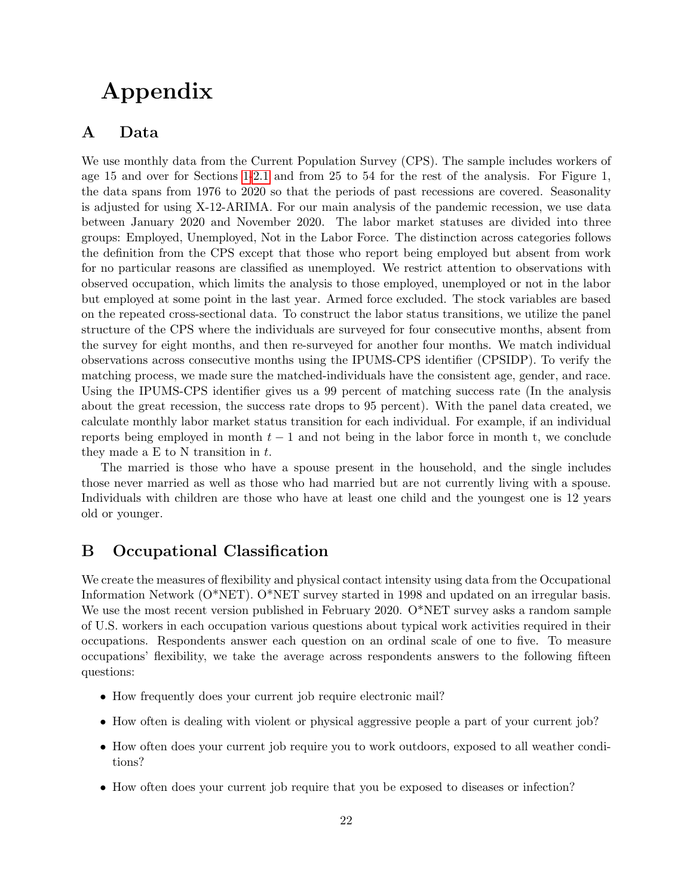# Appendix

## A Data

We use monthly data from the Current Population Survey (CPS). The sample includes workers of age 15 and over for Sections 1-2.1 and from 25 to 54 for the rest of the analysis. For Figure 1, the data spans from 1976 to 2020 so that the periods of past recessions are covered. Seasonality is adjusted for using X-12-ARIMA. For our main analysis of the pandemic recession, we use data between January 2020 and November 2020. The labor market statuses are divided into three groups: Employed, Unemployed, Not in the Labor Force. The distinction across categories follows the definition from the CPS except that those who report being employed but absent from work for no particular reasons are classified as unemployed. We restrict attention to observations with observed occupation, which limits the analysis to those employed, unemployed or not in the labor but employed at some point in the last year. Armed force excluded. The stock variables are based on the repeated cross-sectional data. To construct the labor status transitions, we utilize the panel structure of the CPS where the individuals are surveyed for four consecutive months, absent from the survey for eight months, and then re-surveyed for another four months. We match individual observations across consecutive months using the IPUMS-CPS identifier (CPSIDP). To verify the matching process, we made sure the matched-individuals have the consistent age, gender, and race. Using the IPUMS-CPS identifier gives us a 99 percent of matching success rate (In the analysis about the great recession, the success rate drops to 95 percent). With the panel data created, we calculate monthly labor market status transition for each individual. For example, if an individual reports being employed in month $t-1$ and not being in the labor force in month t, we conclude they made a E to N transition in $t$.

The married is those who have a spouse present in the household, and the single includes those never married as well as those who had married but are not currently living with a spouse. Individuals with children are those who have at least one child and the youngest one is 12 years old or younger.

## B Occupational Classification

We create the measures of flexibility and physical contact intensity using data from the Occupational Information Network (O*NET). O*NET survey started in 1998 and updated on an irregular basis. We use the most recent version published in February 2020. O*NET survey asks a random sample of U.S. workers in each occupation various questions about typical work activities required in their occupations. Respondents answer each question on an ordinal scale of one to five. To measure occupations' flexibility, we take the average across respondents answers to the following fifteen questions:

- How frequently does your current job require electronic mail?
- How often is dealing with violent or physical aggressive people a part of your current job?
- How often does your current job require you to work outdoors, exposed to all weather conditions?
- How often does your current job require that you be exposed to diseases or infection?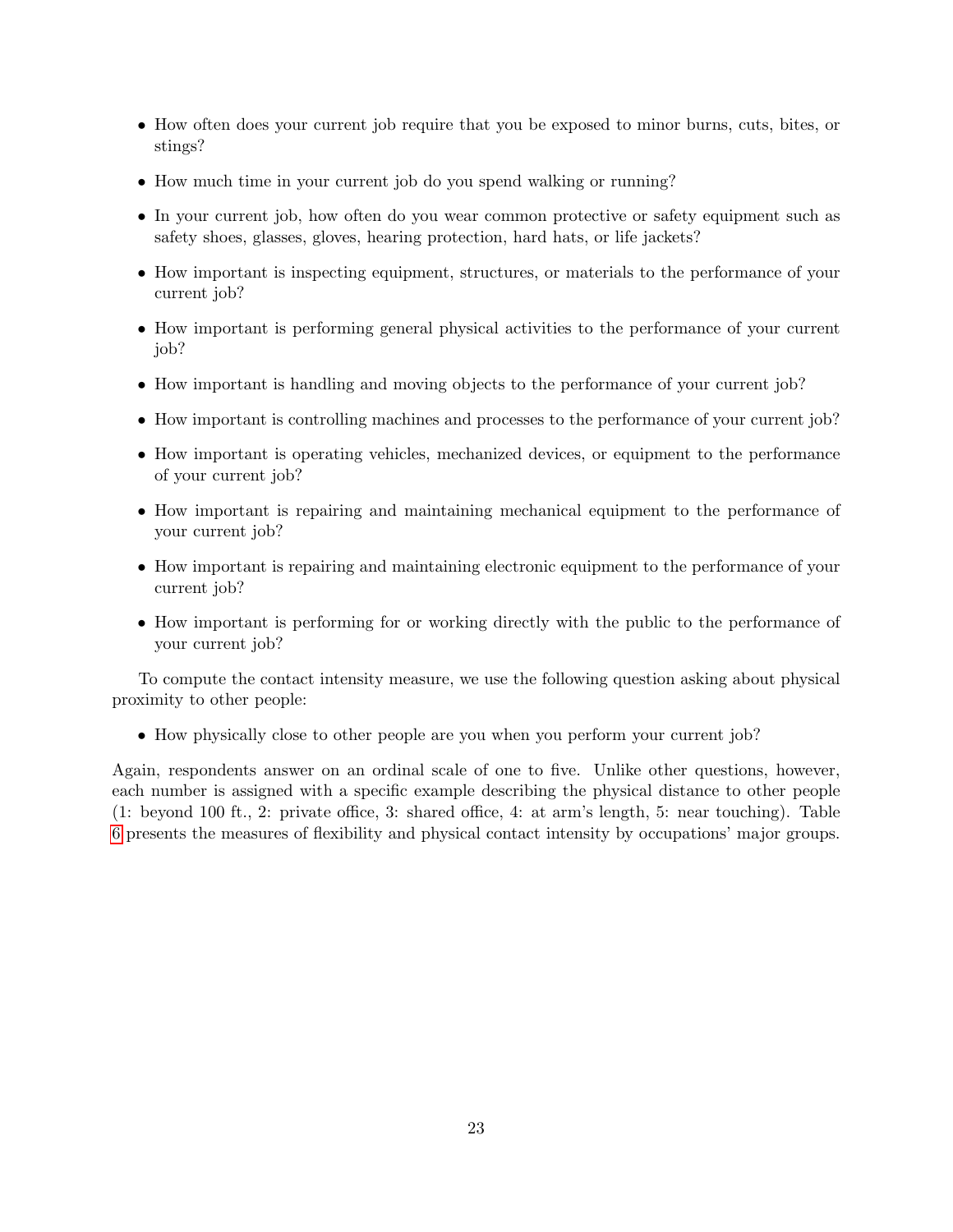- How often does your current job require that you be exposed to minor burns, cuts, bites, or stings?
- How much time in your current job do you spend walking or running?
- In your current job, how often do you wear common protective or safety equipment such as safety shoes, glasses, gloves, hearing protection, hard hats, or life jackets?
- How important is inspecting equipment, structures, or materials to the performance of your current job?
- How important is performing general physical activities to the performance of your current job?
- How important is handling and moving objects to the performance of your current job?
- How important is controlling machines and processes to the performance of your current job?
- How important is operating vehicles, mechanized devices, or equipment to the performance of your current job?
- How important is repairing and maintaining mechanical equipment to the performance of your current job?
- How important is repairing and maintaining electronic equipment to the performance of your current job?
- How important is performing for or working directly with the public to the performance of your current job?

To compute the contact intensity measure, we use the following question asking about physical proximity to other people:

- How physically close to other people are you when you perform your current job?

Again, respondents answer on an ordinal scale of one to five. Unlike other questions, however, each number is assigned with a specific example describing the physical distance to other people (1: beyond 100 ft., 2: private office, 3: shared office, 4: at arm's length, 5: near touching). Table 6 presents the measures of flexibility and physical contact intensity by occupations' major groups.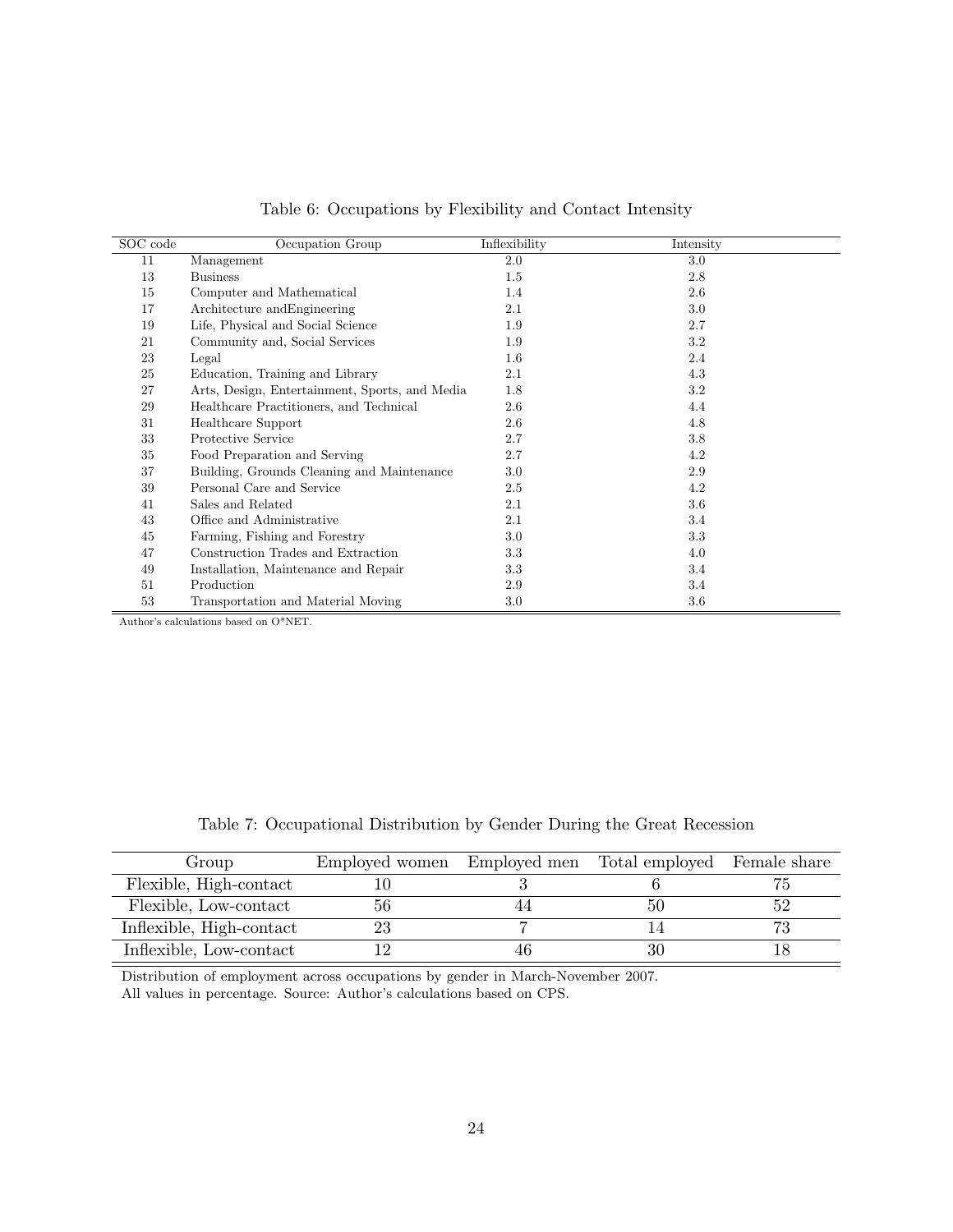Table 6: Occupations by Flexibility and Contact Intensity

| SOC code | Occupation Group | Inflexibility | Intensity |
|---|---|---|---|
| 11 | Management | 2.0 | 3.0 |
| 13 | Business | 1.5 | 2.8 |
| 15 | Computer and Mathematical | 1.4 | 2.6 |
| 17 | Architecture andEngineering | 2.1 | 3.0 |
| 19 | Life, Physical and Social Science | 1.9 | 2.7 |
| 21 | Community and, Social Services | 1.9 | 3.2 |
| 23 | Legal | 1.6 | 2.4 |
| 25 | Education, Training and Library | 2.1 | 4.3 |
| 27 | Arts, Design, Entertainment, Sports, and Media | 1.8 | 3.2 |
| 29 | Healthcare Practitioners, and Technical | 2.6 | 4.4 |
| 31 | Healthcare Support | 2.6 | 4.8 |
| 33 | Protective Service | 2.7 | 3.8 |
| 35 | Food Preparation and Serving | 2.7 | 4.2 |
| 37 | Building, Grounds Cleaning and Maintenance | 3.0 | 2.9 |
| 39 | Personal Care and Service | 2.5 | 4.2 |
| 41 | Sales and Related | 2.1 | 3.6 |
| 43 | Office and Administrative | 2.1 | 3.4 |
| 45 | Farming, Fishing and Forestry | 3.0 | 3.3 |
| 47 | Construction Trades and Extraction | 3.3 | 4.0 |
| 49 | Installation, Maintenance and Repair | 3.3 | 3.4 |
| 51 | Production | 2.9 | 3.4 |
| 53 | Transportation and Material Moving | 3.0 | 3.6 |

Author's calculations based on O*NET.

Table 7: Occupational Distribution by Gender During the Great Recession

| Group | Employed women | Employed men | Total employed | Female share |
|---|---|---|---|---|
| Flexible, High-contact | 10 | 3 | 6 | 75 |
| Flexible, Low-contact | 56 | 44 | 50 | 52 |
| Inflexible, High-contact | 23 | 7 | 14 | 73 |
| Inflexible, Low-contact | 12 | 46 | 30 | 18 |

Distribution of employment across occupations by gender in March-November 2007.
All values in percentage. Source: Author's calculations based on CPS.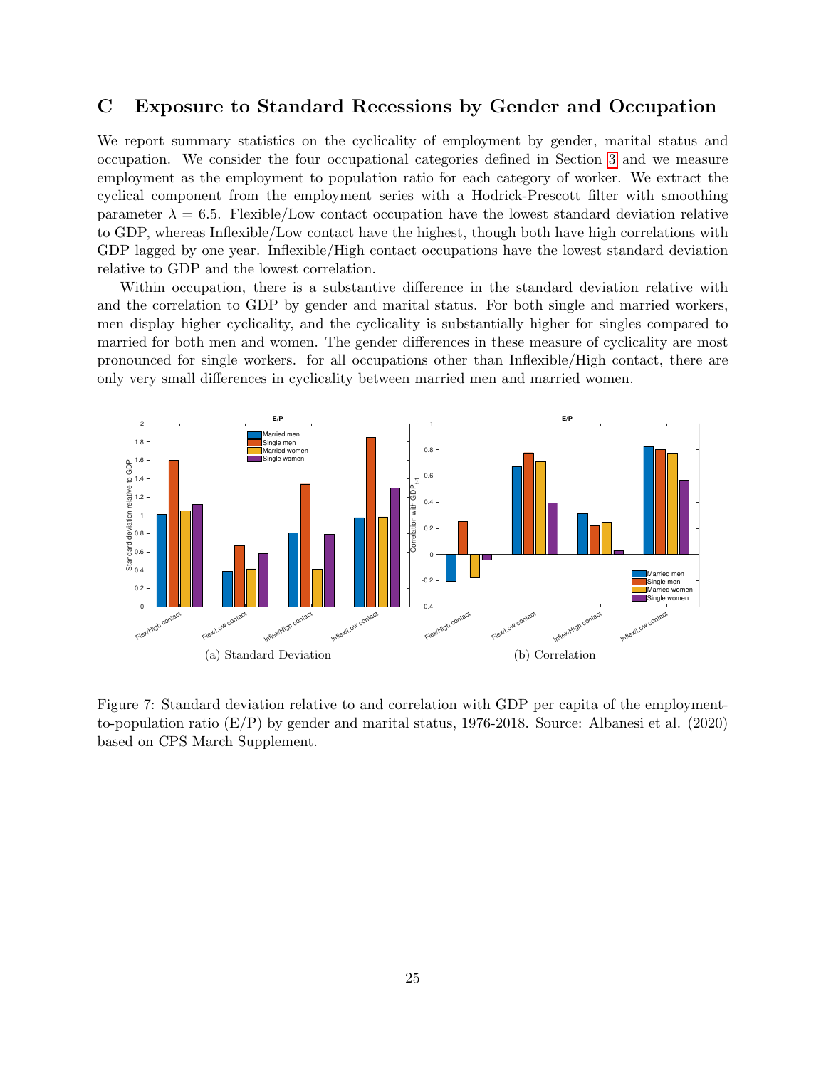## C Exposure to Standard Recessions by Gender and Occupation

We report summary statistics on the cyclicality of employment by gender, marital status and occupation. We consider the four occupational categories defined in Section 3 and we measure employment as the employment to population ratio for each category of worker. We extract the cyclical component from the employment series with a Hodrick-Prescott filter with smoothing parameter $\lambda = 6.5$. Flexible/Low contact occupation have the lowest standard deviation relative to GDP, whereas Inflexible/Low contact have the highest, though both have high correlations with GDP lagged by one year. Inflexible/High contact occupations have the lowest standard deviation relative to GDP and the lowest correlation.

Within occupation, there is a substantive difference in the standard deviation relative with and the correlation to GDP by gender and marital status. For both single and married workers, men display higher cyclicality, and the cyclicality is substantially higher for singles compared to married for both men and women. The gender differences in these measure of cyclicality are most pronounced for single workers. for all occupations other than Inflexible/High contact, there are only very small differences in cyclicality between married men and married women.

(a) Standard Deviation

(b) Correlation

Figure 7: Standard deviation relative to and correlation with GDP per capita of the employment-to-population ratio (E/P) by gender and marital status, 1976-2018. Source: Albanesi et al. (2020) based on CPS March Supplement.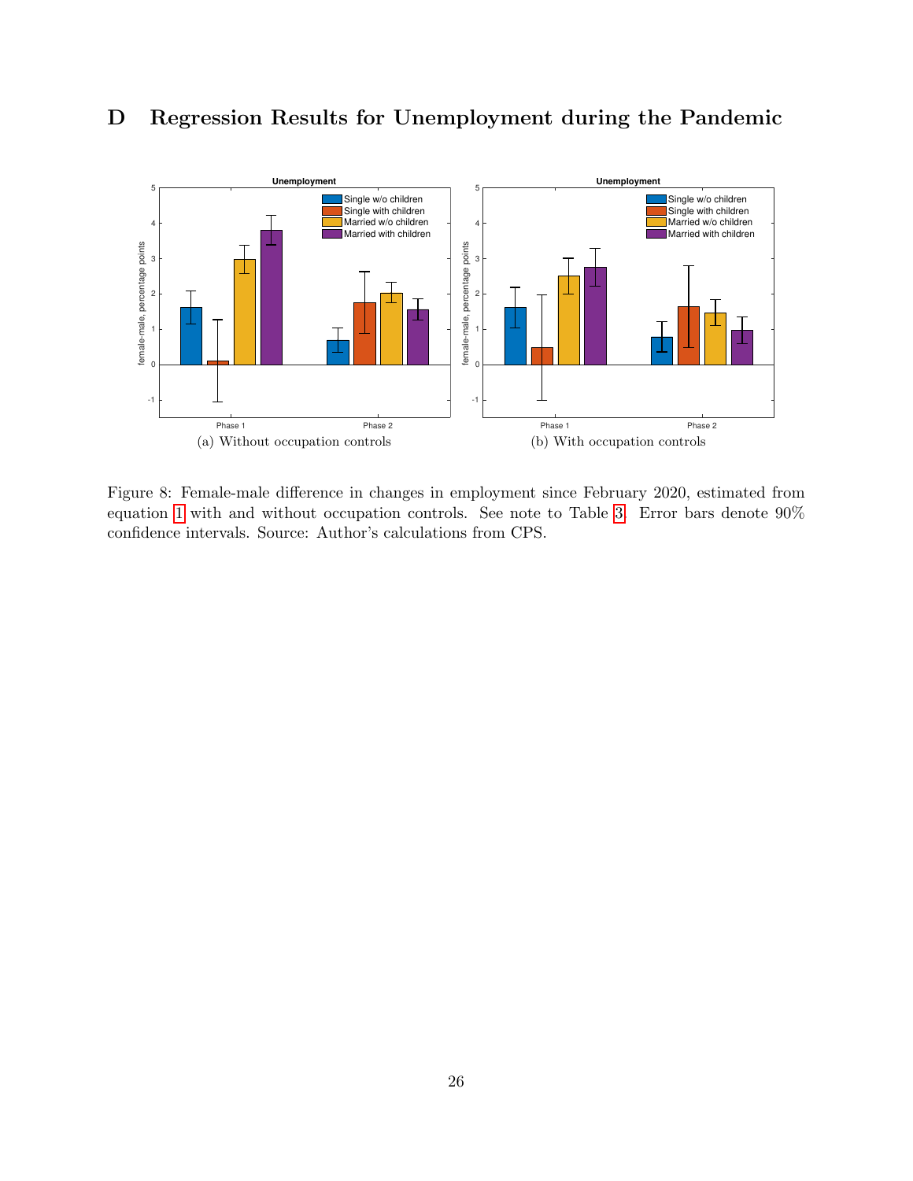## D Regression Results for Unemployment during the Pandemic

(a) Without occupation controls

(b) With occupation controls

Figure 8: Female-male difference in changes in employment since February 2020, estimated from equation 1 with and without occupation controls. See note to Table 3. Error bars denote 90% confidence intervals. Source: Author's calculations from CPS.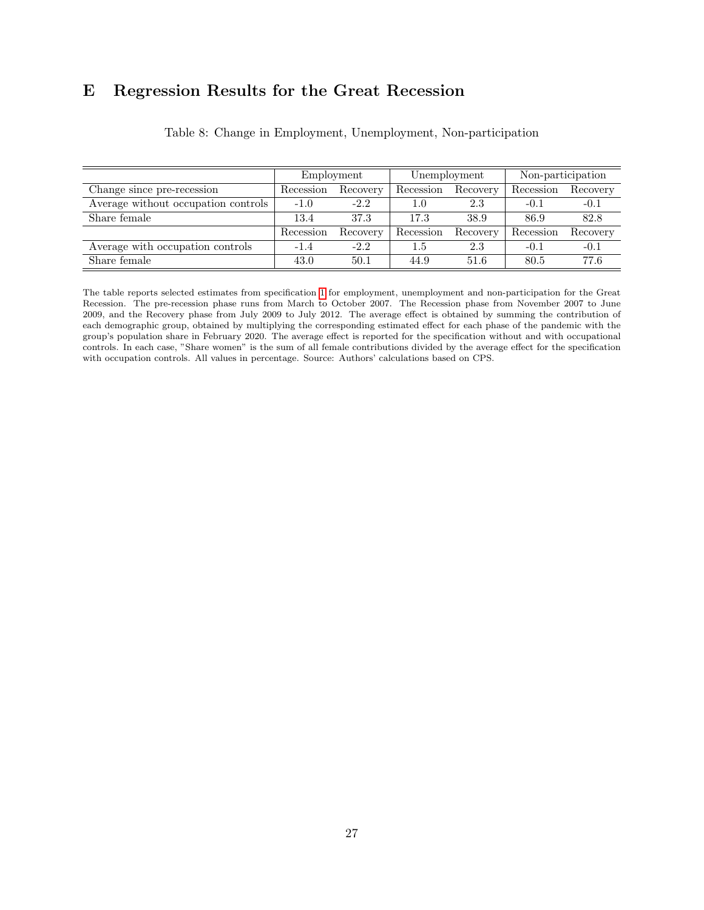# E Regression Results for the Great Recession

Table 8: Change in Employment, Unemployment, Non-participation

| | Employment | | Unemployment | | Non-participation | |
|---|---|---|---|---|---|---|
| Change since pre-recession | Recession | Recovery | Recession | Recovery | Recession | Recovery |
| Average without occupation controls | -1.0 | -2.2 | 1.0 | 2.3 | -0.1 | -0.1 |
| Share female | 13.4 | 37.3 | 17.3 | 38.9 | 86.9 | 82.8 |
| | Recession | Recovery | Recession | Recovery | Recession | Recovery |
| Average with occupation controls | -1.4 | -2.2 | 1.5 | 2.3 | -0.1 | -0.1 |
| Share female | 43.0 | 50.1 | 44.9 | 51.6 | 80.5 | 77.6 |

The table reports selected estimates from specification 1 for employment, unemployment and non-participation for the Great Recession. The pre-recession phase runs from March to October 2007. The Recession phase from November 2007 to June 2009, and the Recovery phase from July 2009 to July 2012. The average effect is obtained by summing the contribution of each demographic group, obtained by multiplying the corresponding estimated effect for each phase of the pandemic with the group's population share in February 2020. The average effect is reported for the specification without and with occupational controls. In each case, "Share women" is the sum of all female contributions divided by the average effect for the specification with occupation controls. All values in percentage. Source: Authors' calculations based on CPS.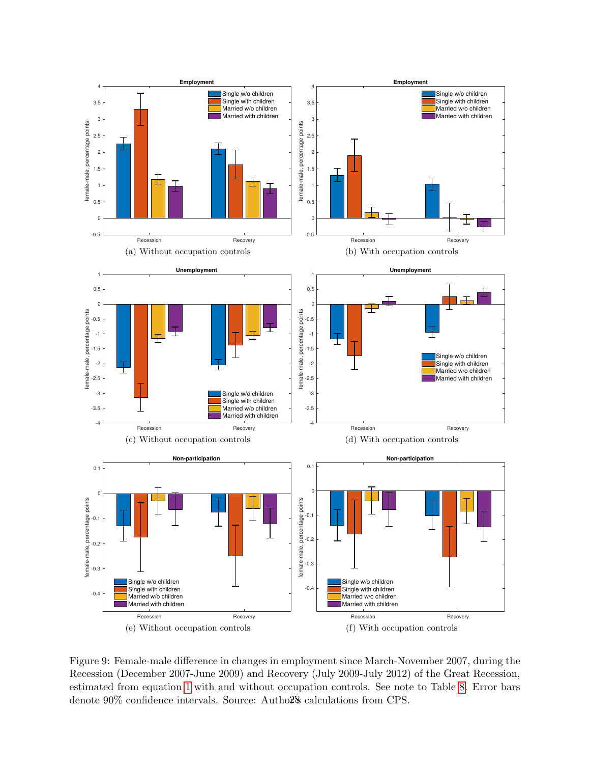(a) Without occupation controls

(b) With occupation controls

(c) Without occupation controls

(d) With occupation controls

(e) Without occupation controls

(f) With occupation controls

Figure 9: Female-male difference in changes in employment since March-November 2007, during the Recession (December 2007-June 2009) and Recovery (July 2009-July 2012) of the Great Recession, estimated from equation 1 with and without occupation controls. See note to Table 8. Error bars denote 90% confidence intervals. Source: Authors' calculations from CPS.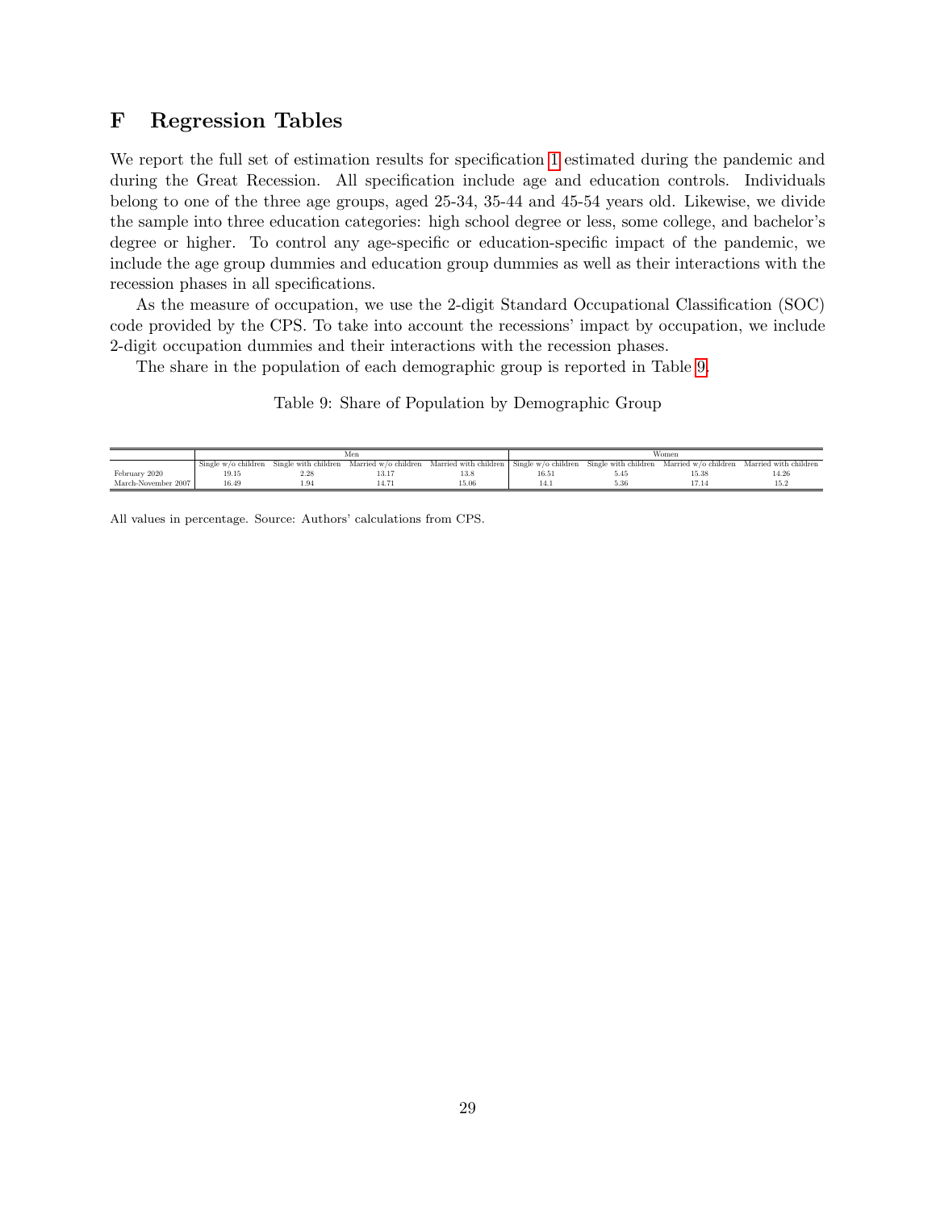# F Regression Tables

We report the full set of estimation results for specification 1 estimated during the pandemic and during the Great Recession. All specification include age and education controls. Individuals belong to one of the three age groups, aged 25-34, 35-44 and 45-54 years old. Likewise, we divide the sample into three education categories: high school degree or less, some college, and bachelor's degree or higher. To control any age-specific or education-specific impact of the pandemic, we include the age group dummies and education group dummies as well as their interactions with the recession phases in all specifications.

As the measure of occupation, we use the 2-digit Standard Occupational Classification (SOC) code provided by the CPS. To take into account the recessions' impact by occupation, we include 2-digit occupation dummies and their interactions with the recession phases.

The share in the population of each demographic group is reported in Table 9.

Table 9: Share of Population by Demographic Group

| | Men | | | | Women | | | |
|---|---|---|---|---|---|---|---|---|
| | Single w/o children | Single with children | Married w/o children | Married with children | Single w/o children | Single with children | Married w/o children | Married with children |
| February 2020 | 19.15 | 2.28 | 13.17 | 13.8 | 16.51 | 5.45 | 15.38 | 14.26 |
| March-November 2007 | 16.49 | 1.94 | 14.71 | 15.06 | 14.1 | 5.36 | 17.14 | 15.2 |

All values in percentage. Source: Authors' calculations from CPS.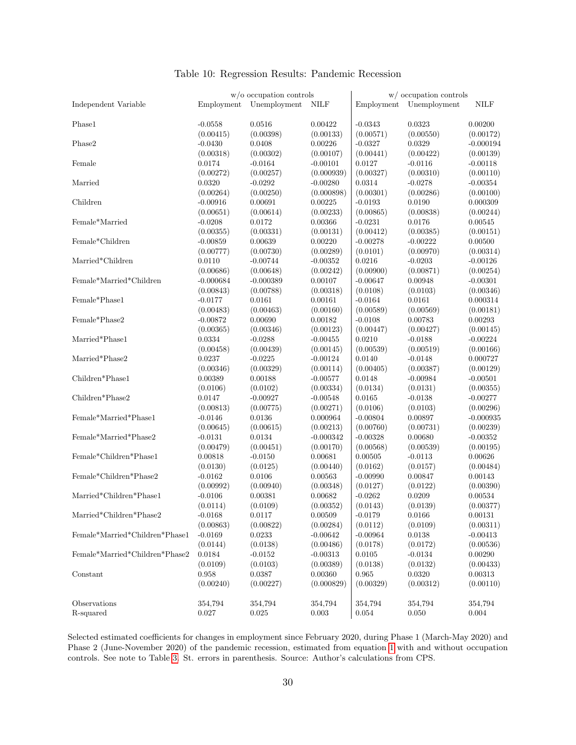Table 10: Regression Results: Pandemic Recession

| | w/o occupation controls | | | w/ occupation controls | | |
|---|---|---|---|---|---|---|
| Independent Variable | Employment | Unemployment | NILF | Employment | Unemployment | NILF |
| Phase1 | -0.0558 | 0.0516 | 0.00422 | -0.0343 | 0.0323 | 0.00200 |
| | (0.00415) | (0.00398) | (0.00133) | (0.00571) | (0.00550) | (0.00172) |
| Phase2 | -0.0430 | 0.0408 | 0.00226 | -0.0327 | 0.0329 | -0.000194 |
| | (0.00318) | (0.00302) | (0.00107) | (0.00441) | (0.00422) | (0.00139) |
| Female | 0.0174 | -0.0164 | -0.00101 | 0.0127 | -0.0116 | -0.00118 |
| | (0.00272) | (0.00257) | (0.000939) | (0.00327) | (0.00310) | (0.00110) |
| Married | 0.0320 | -0.0292 | -0.00280 | 0.0314 | -0.0278 | -0.00354 |
| | (0.00264) | (0.00250) | (0.000898) | (0.00301) | (0.00286) | (0.00100) |
| Children | -0.00916 | 0.00691 | 0.00225 | -0.0193 | 0.0190 | 0.000309 |
| | (0.00651) | (0.00614) | (0.00233) | (0.00865) | (0.00838) | (0.00244) |
| Female*Married | -0.0208 | 0.0172 | 0.00366 | -0.0231 | 0.0176 | 0.00545 |
| | (0.00355) | (0.00331) | (0.00131) | (0.00412) | (0.00385) | (0.00151) |
| Female*Children | -0.00859 | 0.00639 | 0.00220 | -0.00278 | -0.00222 | 0.00500 |
| | (0.00777) | (0.00730) | (0.00289) | (0.0101) | (0.00970) | (0.00314) |
| Married*Children | 0.0110 | -0.00744 | -0.00352 | 0.0216 | -0.0203 | -0.00126 |
| | (0.00686) | (0.00648) | (0.00242) | (0.00900) | (0.00871) | (0.00254) |
| Female*Married*Children | -0.000684 | -0.000389 | 0.00107 | -0.00647 | 0.00948 | -0.00301 |
| | (0.00843) | (0.00788) | (0.00318) | (0.0108) | (0.0103) | (0.00346) |
| Female*Phase1 | -0.0177 | 0.0161 | 0.00161 | -0.0164 | 0.0161 | 0.000314 |
| | (0.00483) | (0.00463) | (0.00160) | (0.00589) | (0.00569) | (0.00181) |
| Female*Phase2 | -0.00872 | 0.00690 | 0.00182 | -0.0108 | 0.00783 | 0.00293 |
| | (0.00365) | (0.00346) | (0.00123) | (0.00447) | (0.00427) | (0.00145) |
| Married*Phase1 | 0.0334 | -0.0288 | -0.00455 | 0.0210 | -0.0188 | -0.00224 |
| | (0.00458) | (0.00439) | (0.00145) | (0.00539) | (0.00519) | (0.00166) |
| Married*Phase2 | 0.0237 | -0.0225 | -0.00124 | 0.0140 | -0.0148 | 0.000727 |
| | (0.00346) | (0.00329) | (0.00114) | (0.00405) | (0.00387) | (0.00129) |
| Children*Phase1 | 0.00389 | 0.00188 | -0.00577 | 0.0148 | -0.00984 | -0.00501 |
| | (0.0106) | (0.0102) | (0.00334) | (0.0134) | (0.0131) | (0.00355) |
| Children*Phase2 | 0.0147 | -0.00927 | -0.00548 | 0.0165 | -0.0138 | -0.00277 |
| | (0.00813) | (0.00775) | (0.00271) | (0.0106) | (0.0103) | (0.00296) |
| Female*Married*Phase1 | -0.0146 | 0.0136 | 0.000964 | -0.00804 | 0.00897 | -0.000935 |
| | (0.00645) | (0.00615) | (0.00213) | (0.00760) | (0.00731) | (0.00239) |
| Female*Married*Phase2 | -0.0131 | 0.0134 | -0.000342 | -0.00328 | 0.00680 | -0.00352 |
| | (0.00479) | (0.00451) | (0.00170) | (0.00568) | (0.00539) | (0.00195) |
| Female*Children*Phase1 | 0.00818 | -0.0150 | 0.00681 | 0.00505 | -0.0113 | 0.00626 |
| | (0.0130) | (0.0125) | (0.00440) | (0.0162) | (0.0157) | (0.00484) |
| Female*Children*Phase2 | -0.0162 | 0.0106 | 0.00563 | -0.00990 | 0.00847 | 0.00143 |
| | (0.00992) | (0.00940) | (0.00348) | (0.0127) | (0.0122) | (0.00390) |
| Married*Children*Phase1 | -0.0106 | 0.00381 | 0.00682 | -0.0262 | 0.0209 | 0.00534 |
| | (0.0114) | (0.0109) | (0.00352) | (0.0143) | (0.0139) | (0.00377) |
| Married*Children*Phase2 | -0.0168 | 0.0117 | 0.00509 | -0.0179 | 0.0166 | 0.00131 |
| | (0.00863) | (0.00822) | (0.00284) | (0.0112) | (0.0109) | (0.00311) |
| Female*Married*Children*Phase1 | -0.0169 | 0.0233 | -0.00642 | -0.00964 | 0.0138 | -0.00413 |
| | (0.0144) | (0.0138) | (0.00486) | (0.0178) | (0.0172) | (0.00536) |
| Female*Married*Children*Phase2 | 0.0184 | -0.0152 | -0.00313 | 0.0105 | -0.0134 | 0.00290 |
| | (0.0109) | (0.0103) | (0.00389) | (0.0138) | (0.0132) | (0.00433) |
| Constant | 0.958 | 0.0387 | 0.00360 | 0.965 | 0.0320 | 0.00313 |
| | (0.00240) | (0.00227) | (0.000829) | (0.00329) | (0.00312) | (0.00110) |
| Observations | 354,794 | 354,794 | 354,794 | 354,794 | 354,794 | 354,794 |
| R-squared | 0.027 | 0.025 | 0.003 | 0.054 | 0.050 | 0.004 |

Selected estimated coefficients for changes in employment since February 2020, during Phase 1 (March-May 2020) and Phase 2 (June-November 2020) of the pandemic recession, estimated from equation 1 with and without occupation controls. See note to Table 3. St. errors in parenthesis. Source: Author's calculations from CPS.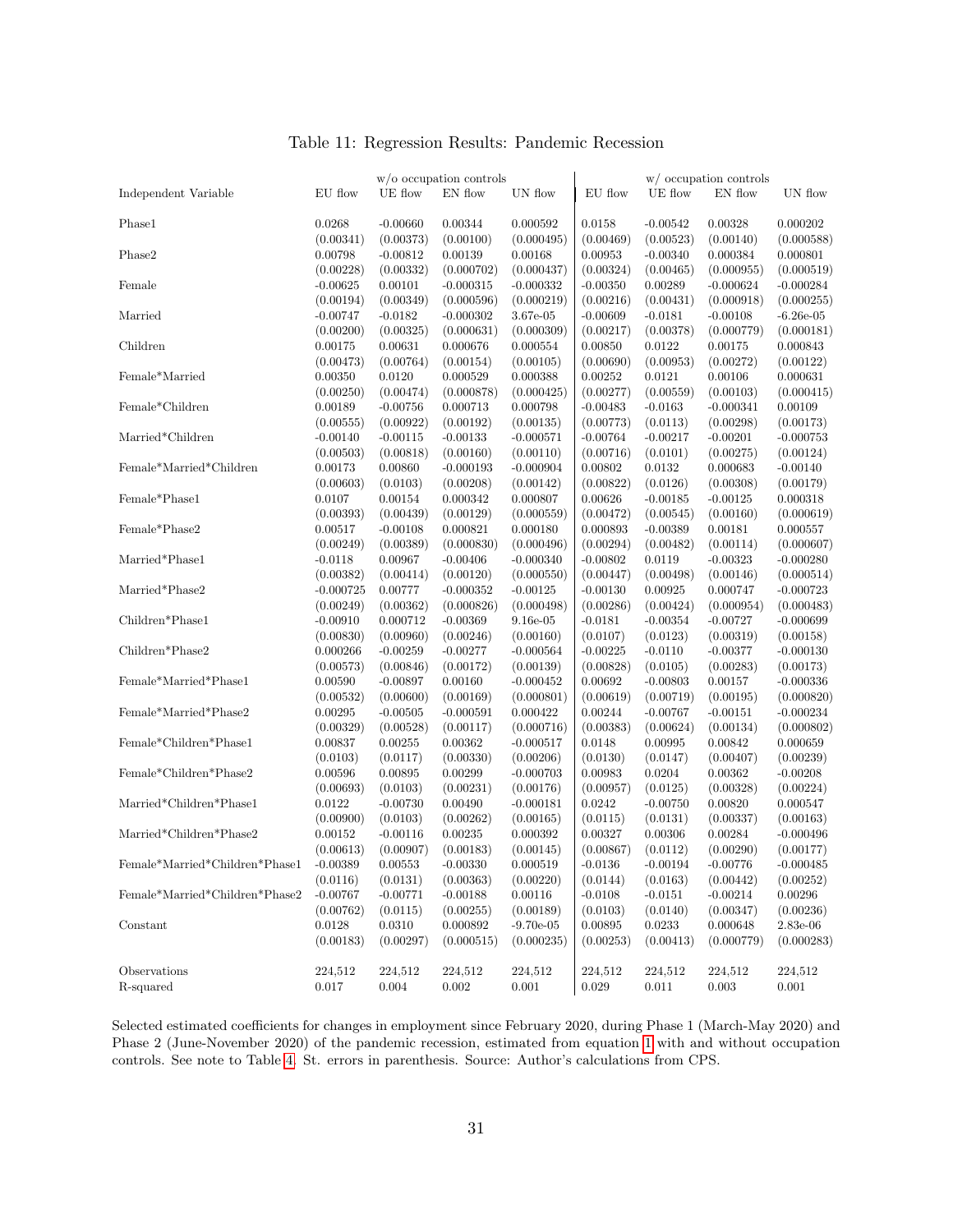# Table 11: Regression Results: Pandemic Recession

| Independent Variable | w/o occupation controls | | | | w/ occupation controls | | | |
|---|---|---|---|---|---|---|---|---|
| | EU flow | UE flow | EN flow | UN flow | EU flow | UE flow | EN flow | UN flow |
| Phase1 | 0.0268 | -0.00660 | 0.00344 | 0.000592 | 0.0158 | -0.00542 | 0.00328 | 0.000202 |
| | (0.00341) | (0.00373) | (0.00100) | (0.000495) | (0.00469) | (0.00523) | (0.00140) | (0.000588) |
| Phase2 | 0.00798 | -0.00812 | 0.00139 | 0.00168 | 0.00953 | -0.00340 | 0.000384 | 0.000801 |
| | (0.00228) | (0.00332) | (0.000702) | (0.000437) | (0.00324) | (0.00465) | (0.000955) | (0.000519) |
| Female | -0.00625 | 0.00101 | -0.000315 | -0.000332 | -0.00350 | 0.00289 | -0.000624 | -0.000284 |
| | (0.00194) | (0.00349) | (0.000596) | (0.000219) | (0.00216) | (0.00431) | (0.000918) | (0.000255) |
| Married | -0.00747 | -0.0182 | -0.000302 | 3.67e-05 | -0.00609 | -0.0181 | -0.00108 | -6.26e-05 |
| | (0.00200) | (0.00325) | (0.000631) | (0.000309) | (0.00217) | (0.00378) | (0.000779) | (0.000181) |
| Children | 0.00175 | 0.00631 | 0.000676 | 0.000554 | 0.00850 | 0.0122 | 0.00175 | 0.000843 |
| | (0.00473) | (0.00764) | (0.00154) | (0.00105) | (0.00690) | (0.00953) | (0.00272) | (0.00122) |
| Female*Married | 0.00350 | 0.0120 | 0.000529 | 0.000388 | 0.00252 | 0.0121 | 0.00106 | 0.000631 |
| | (0.00250) | (0.00474) | (0.000878) | (0.000425) | (0.00277) | (0.00559) | (0.00103) | (0.000415) |
| Female*Children | 0.00189 | -0.00756 | 0.000713 | 0.000798 | -0.00483 | -0.0163 | -0.000341 | 0.00109 |
| | (0.00555) | (0.00922) | (0.00192) | (0.00135) | (0.00773) | (0.0113) | (0.00298) | (0.00173) |
| Married*Children | -0.00140 | -0.00115 | -0.00133 | -0.000571 | -0.00764 | -0.00217 | -0.00201 | -0.000753 |
| | (0.00503) | (0.00818) | (0.00160) | (0.00110) | (0.00716) | (0.0101) | (0.00275) | (0.00124) |
| Female*Married*Children | 0.00173 | 0.00860 | -0.000193 | -0.000904 | 0.00802 | 0.0132 | 0.000683 | -0.00140 |
| | (0.00603) | (0.0103) | (0.00208) | (0.00142) | (0.00822) | (0.0126) | (0.00308) | (0.00179) |
| Female*Phase1 | 0.0107 | 0.00154 | 0.000342 | 0.000807 | 0.00626 | -0.00185 | -0.00125 | 0.000318 |
| | (0.00393) | (0.00439) | (0.00129) | (0.000559) | (0.00472) | (0.00545) | (0.00160) | (0.000619) |
| Female*Phase2 | 0.00517 | -0.00108 | 0.000821 | 0.000180 | 0.000893 | -0.00389 | 0.00181 | 0.000557 |
| | (0.00249) | (0.00389) | (0.000830) | (0.000496) | (0.00294) | (0.00482) | (0.00114) | (0.000607) |
| Married*Phase1 | -0.0118 | 0.00967 | -0.00406 | -0.000340 | -0.00802 | 0.0119 | -0.00323 | -0.000280 |
| | (0.00382) | (0.00414) | (0.00120) | (0.000550) | (0.00447) | (0.00498) | (0.00146) | (0.000514) |
| Married*Phase2 | -0.000725 | 0.00777 | -0.000352 | -0.00125 | -0.00130 | 0.00925 | 0.000747 | -0.000723 |
| | (0.00249) | (0.00362) | (0.000826) | (0.000498) | (0.00286) | (0.00424) | (0.000954) | (0.000483) |
| Children*Phase1 | -0.00910 | 0.000712 | -0.00369 | 9.16e-05 | -0.0181 | -0.00354 | -0.00727 | -0.000699 |
| | (0.00830) | (0.00960) | (0.00246) | (0.00160) | (0.0107) | (0.0123) | (0.00319) | (0.00158) |
| Children*Phase2 | 0.000266 | -0.00259 | -0.00277 | -0.000564 | -0.00225 | -0.0110 | -0.00377 | -0.000130 |
| | (0.00573) | (0.00846) | (0.00172) | (0.00139) | (0.00828) | (0.0105) | (0.00283) | (0.00173) |
| Female*Married*Phase1 | 0.00590 | -0.00897 | 0.00160 | -0.000452 | 0.00692 | -0.00803 | 0.00157 | -0.000336 |
| | (0.00532) | (0.00600) | (0.00169) | (0.000801) | (0.00619) | (0.00719) | (0.00195) | (0.000820) |
| Female*Married*Phase2 | 0.00295 | -0.00505 | -0.000591 | 0.000422 | 0.00244 | -0.00767 | -0.00151 | -0.000234 |
| | (0.00329) | (0.00528) | (0.00117) | (0.000716) | (0.00383) | (0.00624) | (0.00134) | (0.000802) |
| Female*Children*Phase1 | 0.00837 | 0.00255 | 0.00362 | -0.000517 | 0.0148 | 0.00995 | 0.00842 | 0.000659 |
| | (0.0103) | (0.0117) | (0.00330) | (0.00206) | (0.0130) | (0.0147) | (0.00407) | (0.00239) |
| Female*Children*Phase2 | 0.00596 | 0.00895 | 0.00299 | -0.000703 | 0.00983 | 0.0204 | 0.00362 | -0.00208 |
| | (0.00693) | (0.0103) | (0.00231) | (0.00176) | (0.00957) | (0.0125) | (0.00328) | (0.00224) |
| Married*Children*Phase1 | 0.0122 | -0.00730 | 0.00490 | -0.000181 | 0.0242 | -0.00750 | 0.00820 | 0.000547 |
| | (0.00900) | (0.0103) | (0.00262) | (0.00165) | (0.0115) | (0.0131) | (0.00337) | (0.00163) |
| Married*Children*Phase2 | 0.00152 | -0.00116 | 0.00235 | 0.000392 | 0.00327 | 0.00306 | 0.00284 | -0.000496 |
| | (0.00613) | (0.00907) | (0.00183) | (0.00145) | (0.00867) | (0.0112) | (0.00290) | (0.00177) |
| Female*Married*Children*Phase1 | -0.00389 | 0.00553 | -0.00330 | 0.000519 | -0.0136 | -0.00194 | -0.00776 | -0.000485 |
| | (0.0116) | (0.0131) | (0.00363) | (0.00220) | (0.0144) | (0.0163) | (0.00442) | (0.00252) |
| Female*Married*Children*Phase2 | -0.00767 | -0.00771 | -0.00188 | 0.00116 | -0.0108 | -0.0151 | -0.00214 | 0.00296 |
| | (0.00762) | (0.0115) | (0.00255) | (0.00189) | (0.0103) | (0.0140) | (0.00347) | (0.00236) |
| Constant | 0.0128 | 0.0310 | 0.000892 | -9.70e-05 | 0.00895 | 0.0233 | 0.000648 | 2.83e-06 |
| | (0.00183) | (0.00297) | (0.000515) | (0.000235) | (0.00253) | (0.00413) | (0.000779) | (0.000283) |
| Observations | 224,512 | 224,512 | 224,512 | 224,512 | 224,512 | 224,512 | 224,512 | 224,512 |
| R-squared | 0.017 | 0.004 | 0.002 | 0.001 | 0.029 | 0.011 | 0.003 | 0.001 |

Selected estimated coefficients for changes in employment since February 2020, during Phase 1 (March-May 2020) and Phase 2 (June-November 2020) of the pandemic recession, estimated from equation 1 with and without occupation controls. See note to Table 4. St. errors in parenthesis. Source: Author's calculations from CPS.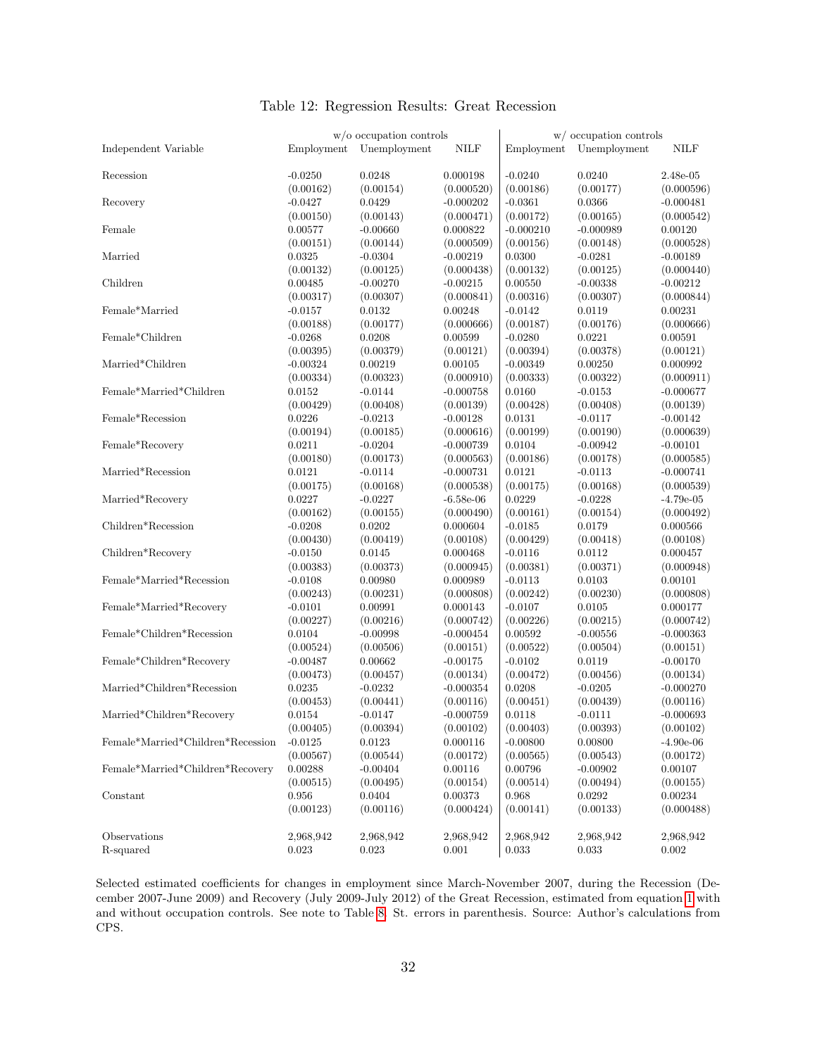# Table 12: Regression Results: Great Recession

| | w/o occupation controls | | | w/ occupation controls | | |
|---|---|---|---|---|---|---|
| Independent Variable | Employment | Unemployment | NILF | Employment | Unemployment | NILF |
| Recession | -0.0250 | 0.0248 | 0.000198 | -0.0240 | 0.0240 | 2.48e-05 |
| | (0.00162) | (0.00154) | (0.000520) | (0.00186) | (0.00177) | (0.000596) |
| Recovery | -0.0427 | 0.0429 | -0.000202 | -0.0361 | 0.0366 | -0.000481 |
| | (0.00150) | (0.00143) | (0.000471) | (0.00172) | (0.00165) | (0.000542) |
| Female | 0.00577 | -0.00660 | 0.000822 | -0.000210 | -0.000989 | 0.00120 |
| | (0.00151) | (0.00144) | (0.000509) | (0.00156) | (0.00148) | (0.000528) |
| Married | 0.0325 | -0.0304 | -0.00219 | 0.0300 | -0.0281 | -0.00189 |
| | (0.00132) | (0.00125) | (0.000438) | (0.00132) | (0.00125) | (0.000440) |
| Children | 0.00485 | -0.00270 | -0.00215 | 0.00550 | -0.00338 | -0.00212 |
| | (0.00317) | (0.00307) | (0.000841) | (0.00316) | (0.00307) | (0.000844) |
| Female*Married | -0.0157 | 0.0132 | 0.00248 | -0.0142 | 0.0119 | 0.00231 |
| | (0.00188) | (0.00177) | (0.000666) | (0.00187) | (0.00176) | (0.000666) |
| Female*Children | -0.0268 | 0.0208 | 0.00599 | -0.0280 | 0.0221 | 0.00591 |
| | (0.00395) | (0.00379) | (0.00121) | (0.00394) | (0.00378) | (0.00121) |
| Married*Children | -0.00324 | 0.00219 | 0.00105 | -0.00349 | 0.00250 | 0.000992 |
| | (0.00334) | (0.00323) | (0.000910) | (0.00333) | (0.00322) | (0.000911) |
| Female*Married*Children | 0.0152 | -0.0144 | -0.000758 | 0.0160 | -0.0153 | -0.000677 |
| | (0.00429) | (0.00408) | (0.00139) | (0.00428) | (0.00408) | (0.00139) |
| Female*Recession | 0.0226 | -0.0213 | -0.00128 | 0.0131 | -0.0117 | -0.00142 |
| | (0.00194) | (0.00185) | (0.000616) | (0.00199) | (0.00190) | (0.000639) |
| Female*Recovery | 0.0211 | -0.0204 | -0.000739 | 0.0104 | -0.00942 | -0.00101 |
| | (0.00180) | (0.00173) | (0.000563) | (0.00186) | (0.00178) | (0.000585) |
| Married*Recession | 0.0121 | -0.0114 | -0.000731 | 0.0121 | -0.0113 | -0.000741 |
| | (0.00175) | (0.00168) | (0.000538) | (0.00175) | (0.00168) | (0.000539) |
| Married*Recovery | 0.0227 | -0.0227 | -6.58e-06 | 0.0229 | -0.0228 | -4.79e-05 |
| | (0.00162) | (0.00155) | (0.000490) | (0.00161) | (0.00154) | (0.000492) |
| Children*Recession | -0.0208 | 0.0202 | 0.000604 | -0.0185 | 0.0179 | 0.000566 |
| | (0.00430) | (0.00419) | (0.00108) | (0.00429) | (0.00418) | (0.00108) |
| Children*Recovery | -0.0150 | 0.0145 | 0.000468 | -0.0116 | 0.0112 | 0.000457 |
| | (0.00383) | (0.00373) | (0.000945) | (0.00381) | (0.00371) | (0.000948) |
| Female*Married*Recession | -0.0108 | 0.00980 | 0.000989 | -0.0113 | 0.0103 | 0.00101 |
| | (0.00243) | (0.00231) | (0.000808) | (0.00242) | (0.00230) | (0.000808) |
| Female*Married*Recovery | -0.0101 | 0.00991 | 0.000143 | -0.0107 | 0.0105 | 0.000177 |
| | (0.00227) | (0.00216) | (0.000742) | (0.00226) | (0.00215) | (0.000742) |
| Female*Children*Recession | 0.0104 | -0.00998 | -0.000454 | 0.00592 | -0.00556 | -0.000363 |
| | (0.00524) | (0.00506) | (0.00151) | (0.00522) | (0.00504) | (0.00151) |
| Female*Children*Recovery | -0.00487 | 0.00662 | -0.00175 | -0.0102 | 0.0119 | -0.00170 |
| | (0.00473) | (0.00457) | (0.00134) | (0.00472) | (0.00456) | (0.00134) |
| Married*Children*Recession | 0.0235 | -0.0232 | -0.000354 | 0.0208 | -0.0205 | -0.000270 |
| | (0.00453) | (0.00441) | (0.00116) | (0.00451) | (0.00439) | (0.00116) |
| Married*Children*Recovery | 0.0154 | -0.0147 | -0.000759 | 0.0118 | -0.0111 | -0.000693 |
| | (0.00405) | (0.00394) | (0.00102) | (0.00403) | (0.00393) | (0.00102) |
| Female*Married*Children*Recession | -0.0125 | 0.0123 | 0.000116 | -0.00800 | 0.00800 | -4.90e-06 |
| | (0.00567) | (0.00544) | (0.00172) | (0.00565) | (0.00543) | (0.00172) |
| Female*Married*Children*Recovery | 0.00288 | -0.00404 | 0.00116 | 0.00796 | -0.00902 | 0.00107 |
| | (0.00515) | (0.00495) | (0.00154) | (0.00514) | (0.00494) | (0.00155) |
| Constant | 0.956 | 0.0404 | 0.00373 | 0.968 | 0.0292 | 0.00234 |
| | (0.00123) | (0.00116) | (0.000424) | (0.00141) | (0.00133) | (0.000488) |
| Observations | 2,968,942 | 2,968,942 | 2,968,942 | 2,968,942 | 2,968,942 | 2,968,942 |
| R-squared | 0.023 | 0.023 | 0.001 | 0.033 | 0.033 | 0.002 |

Selected estimated coefficients for changes in employment since March-November 2007, during the Recession (December 2007-June 2009) and Recovery (July 2009-July 2012) of the Great Recession, estimated from equation 1 with and without occupation controls. See note to Table 8. St. errors in parenthesis. Source: Author's calculations from CPS.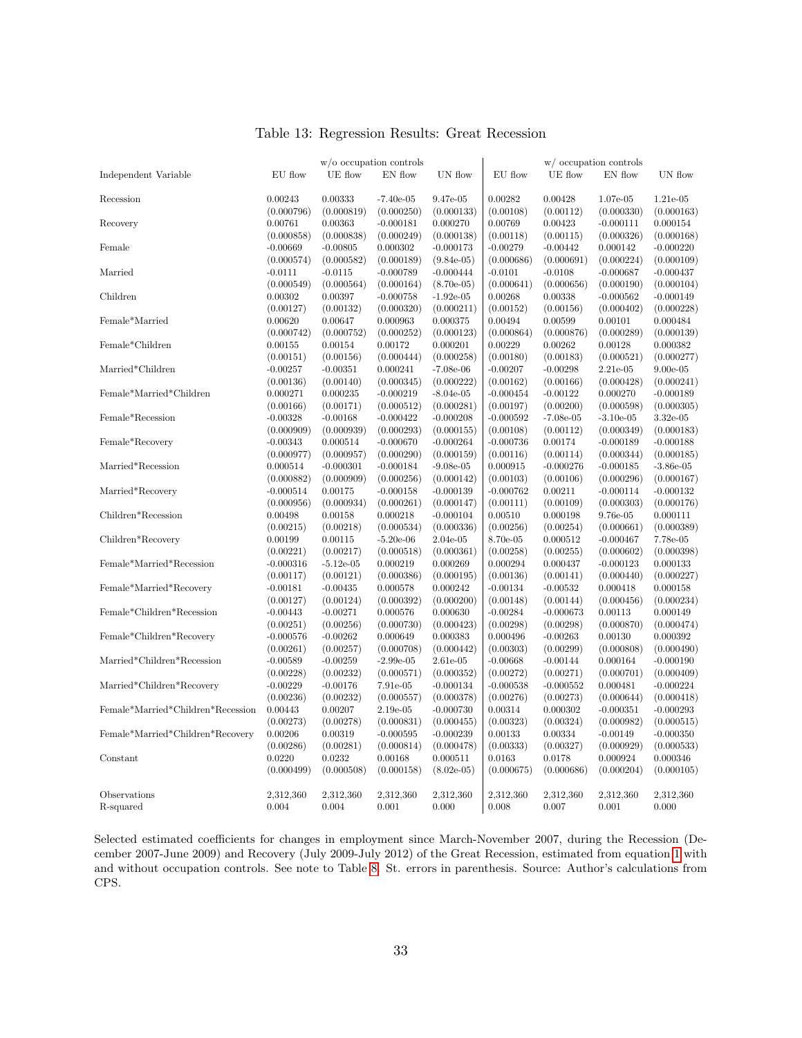# Table 13: Regression Results: Great Recession

| | w/o occupation controls | | | | w/ occupation controls | | | |
|---|---|---|---|---|---|---|---|---|
| Independent Variable | EU flow | UE flow | EN flow | UN flow | EU flow | UE flow | EN flow | UN flow |
| Recession | 0.00243 | 0.00333 | -7.40e-05 | 9.47e-05 | 0.00282 | 0.00428 | 1.07e-05 | 1.21e-05 |
| | (0.000796) | (0.000819) | (0.000250) | (0.000133) | (0.00108) | (0.00112) | (0.000330) | (0.000163) |
| Recovery | 0.00761 | 0.00363 | -0.000181 | 0.000270 | 0.00769 | 0.00423 | -0.000111 | 0.000154 |
| | (0.000858) | (0.000838) | (0.000249) | (0.000138) | (0.00118) | (0.00115) | (0.000326) | (0.000168) |
| Female | -0.00669 | -0.00805 | 0.000302 | -0.000173 | -0.00279 | -0.00442 | 0.000142 | -0.000220 |
| | (0.000574) | (0.000582) | (0.000189) | (9.84e-05) | (0.000686) | (0.000691) | (0.000224) | (0.000109) |
| Married | -0.0111 | -0.0115 | -0.000789 | -0.000444 | -0.0101 | -0.0108 | -0.000687 | -0.000437 |
| | (0.000549) | (0.000564) | (0.000164) | (8.70e-05) | (0.000641) | (0.000656) | (0.000190) | (0.000104) |
| Children | 0.00302 | 0.00397 | -0.000758 | -1.92e-05 | 0.00268 | 0.00338 | -0.000562 | -0.000149 |
| | (0.00127) | (0.00132) | (0.000320) | (0.000211) | (0.00152) | (0.00156) | (0.000402) | (0.000228) |
| Female*Married | 0.00620 | 0.00647 | 0.000963 | 0.000375 | 0.00494 | 0.00599 | 0.00101 | 0.000484 |
| | (0.000742) | (0.000752) | (0.000252) | (0.000123) | (0.000864) | (0.000876) | (0.000289) | (0.000139) |
| Female*Children | 0.00155 | 0.00154 | 0.00172 | 0.000201 | 0.00229 | 0.00262 | 0.00128 | 0.000382 |
| | (0.00151) | (0.00156) | (0.000444) | (0.000258) | (0.00180) | (0.00183) | (0.000521) | (0.000277) |
| Married*Children | -0.00257 | -0.00351 | 0.000241 | -7.08e-06 | -0.00207 | -0.00298 | 2.21e-05 | 9.00e-05 |
| | (0.00136) | (0.00140) | (0.000345) | (0.000222) | (0.00162) | (0.00166) | (0.000428) | (0.000241) |
| Female*Married*Children | 0.000271 | 0.000235 | -0.000219 | -8.04e-05 | -0.000454 | -0.00122 | 0.000270 | -0.000189 |
| | (0.00166) | (0.00171) | (0.000512) | (0.000281) | (0.00197) | (0.00200) | (0.000598) | (0.000305) |
| Female*Recession | -0.00328 | -0.00168 | -0.000422 | -0.000208 | -0.000592 | -7.08e-05 | -3.10e-05 | 3.32e-05 |
| | (0.000909) | (0.000939) | (0.000293) | (0.000155) | (0.00108) | (0.00112) | (0.000349) | (0.000183) |
| Female*Recovery | -0.00343 | 0.000514 | -0.000670 | -0.000264 | -0.000736 | 0.00174 | -0.000189 | -0.000188 |
| | (0.000977) | (0.000957) | (0.000290) | (0.000159) | (0.00116) | (0.00114) | (0.000344) | (0.000185) |
| Married*Recession | 0.000514 | -0.000301 | -0.000184 | -9.08e-05 | 0.000915 | -0.000276 | -0.000185 | -3.86e-05 |
| | (0.000882) | (0.000909) | (0.000256) | (0.000142) | (0.00103) | (0.00106) | (0.000296) | (0.000167) |
| Married*Recovery | -0.000514 | 0.00175 | -0.000158 | -0.000139 | -0.000762 | 0.00211 | -0.000114 | -0.000132 |
| | (0.000956) | (0.000934) | (0.000261) | (0.000147) | (0.00111) | (0.00109) | (0.000303) | (0.000176) |
| Children*Recession | 0.00498 | 0.00158 | 0.000218 | -0.000104 | 0.00510 | 0.000198 | 9.76e-05 | 0.000111 |
| | (0.00215) | (0.00218) | (0.000534) | (0.000336) | (0.00256) | (0.00254) | (0.000661) | (0.000389) |
| Children*Recovery | 0.00199 | 0.00115 | -5.20e-06 | 2.04e-05 | 8.70e-05 | 0.000512 | -0.000467 | 7.78e-05 |
| | (0.00221) | (0.00217) | (0.000518) | (0.000361) | (0.00258) | (0.00255) | (0.000602) | (0.000398) |
| Female*Married*Recession | -0.000316 | -5.12e-05 | 0.000219 | 0.000269 | 0.000294 | 0.000437 | -0.000123 | 0.000133 |
| | (0.00117) | (0.00121) | (0.000386) | (0.000195) | (0.00136) | (0.00141) | (0.000440) | (0.000227) |
| Female*Married*Recovery | -0.00181 | -0.00435 | 0.000578 | 0.000242 | -0.00134 | -0.00532 | 0.000418 | 0.000158 |
| | (0.00127) | (0.00124) | (0.000392) | (0.000200) | (0.00148) | (0.00144) | (0.000456) | (0.000234) |
| Female*Children*Recession | -0.00443 | -0.00271 | 0.000576 | 0.000630 | -0.00284 | -0.000673 | 0.00113 | 0.000149 |
| | (0.00251) | (0.00256) | (0.000730) | (0.000423) | (0.00298) | (0.00298) | (0.000870) | (0.000474) |
| Female*Children*Recovery | -0.000576 | -0.00262 | 0.000649 | 0.000383 | 0.000496 | -0.00263 | 0.00130 | 0.000392 |
| | (0.00261) | (0.00257) | (0.000708) | (0.000442) | (0.00303) | (0.00299) | (0.000808) | (0.000490) |
| Married*Children*Recession | -0.00589 | -0.00259 | -2.99e-05 | 2.61e-05 | -0.00668 | -0.00144 | 0.000164 | -0.000190 |
| | (0.00228) | (0.00232) | (0.000571) | (0.000352) | (0.00272) | (0.00271) | (0.000701) | (0.000409) |
| Married*Children*Recovery | -0.00229 | -0.00176 | 7.91e-05 | -0.000134 | -0.000538 | -0.000552 | 0.000481 | -0.000224 |
| | (0.00236) | (0.00232) | (0.000557) | (0.000378) | (0.00276) | (0.00273) | (0.000644) | (0.000418) |
| Female*Married*Children*Recession | 0.00443 | 0.00207 | 2.19e-05 | -0.000730 | 0.00314 | 0.000302 | -0.000351 | -0.000293 |
| | (0.00273) | (0.00278) | (0.000831) | (0.000455) | (0.00323) | (0.00324) | (0.000982) | (0.000515) |
| Female*Married*Children*Recovery | 0.00206 | 0.00319 | -0.000595 | -0.000239 | 0.00133 | 0.00334 | -0.00149 | -0.000350 |
| | (0.00286) | (0.00281) | (0.000814) | (0.000478) | (0.00333) | (0.00327) | (0.000929) | (0.000533) |
| Constant | 0.0220 | 0.0232 | 0.00168 | 0.000511 | 0.0163 | 0.0178 | 0.000924 | 0.000346 |
| | (0.000499) | (0.000508) | (0.000158) | (8.02e-05) | (0.000675) | (0.000686) | (0.000204) | (0.000105) |
| Observations | 2,312,360 | 2,312,360 | 2,312,360 | 2,312,360 | 2,312,360 | 2,312,360 | 2,312,360 | 2,312,360 |
| R-squared | 0.004 | 0.004 | 0.001 | 0.000 | 0.008 | 0.007 | 0.001 | 0.000 |

Selected estimated coefficients for changes in employment since March-November 2007, during the Recession (December 2007-June 2009) and Recovery (July 2009-July 2012) of the Great Recession, estimated from equation 1 with and without occupation controls. See note to Table 8. St. errors in parenthesis. Source: Author's calculations from CPS.